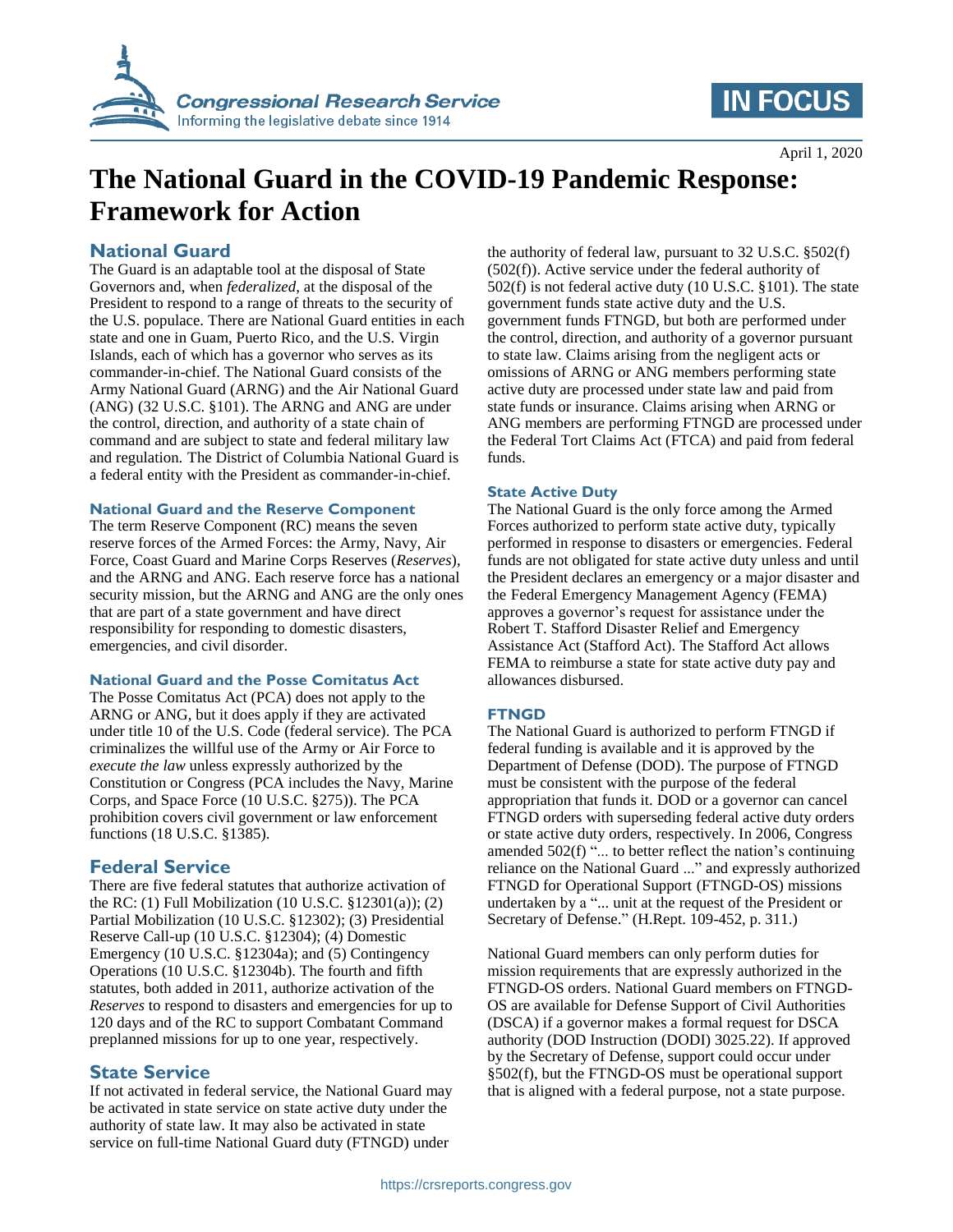April 1, 2020

# The National Guard in the COVID-19 Pandemic Response: Framework for Action

## National Guard

The Guard is an adaptable tool at the disposal of State Governors and, when *federalized*, at the disposal of the President to respond to a range of threats to the security of the U.S. populace. There are National Guard entities in each state and one in Guam, Puerto Rico, and the U.S. Virgin Islands, each of which has a governor who serves as its commander-in-chief. The National Guard consists of the Army National Guard (ARNG) and the Air National Guard (ANG) (32 U.S.C. §101). The ARNG and ANG are under the control, direction, and authority of a state chain of command and are subject to state and federal military law and regulation. The District of Columbia National Guard is a federal entity with the President as commander-in-chief.

### National Guard and the Reserve Component

The term Reserve Component (RC) means the seven reserve forces of the Armed Forces: the Army, Navy, Air Force, Coast Guard and Marine Corps Reserves (*Reserves*), and the ARNG and ANG. Each reserve force has a national security mission, but the ARNG and ANG are the only ones that are part of a state government and have direct responsibility for responding to domestic disasters, emergencies, and civil disorder.

### National Guard and the Posse Comitatus Act

The Posse Comitatus Act (PCA) does not apply to the ARNG or ANG, but it does apply if they are activated under title 10 of the U.S. Code (federal service). The PCA criminalizes the willful use of the Army or Air Force to *execute the law* unless expressly authorized by the Constitution or Congress (PCA includes the Navy, Marine Corps, and Space Force (10 U.S.C. §275)). The PCA prohibition covers civil government or law enforcement functions (18 U.S.C. §1385).

## Federal Service

There are five federal statutes that authorize activation of the RC: (1) Full Mobilization (10 U.S.C. §12301(a)); (2) Partial Mobilization (10 U.S.C. §12302); (3) Presidential Reserve Call-up (10 U.S.C. §12304); (4) Domestic Emergency (10 U.S.C. §12304a); and (5) Contingency Operations (10 U.S.C. §12304b). The fourth and fifth statutes, both added in 2011, authorize activation of the *Reserves* to respond to disasters and emergencies for up to 120 days and of the RC to support Combatant Command preplanned missions for up to one year, respectively.

## State Service

If not activated in federal service, the National Guard may be activated in state service on state active duty under the authority of state law. It may also be activated in state service on full-time National Guard duty (FTNGD) under the authority of federal law, pursuant to 32 U.S.C. §502(f) (502(f)). Active service under the federal authority of 502(f) is not federal active duty (10 U.S.C. §101). The state government funds state active duty and the U.S. government funds FTNGD, but both are performed under the control, direction, and authority of a governor pursuant to state law. Claims arising from the negligent acts or omissions of ARNG or ANG members performing state active duty are processed under state law and paid from state funds or insurance. Claims arising when ARNG or ANG members are performing FTNGD are processed under the Federal Tort Claims Act (FTCA) and paid from federal funds.

### State Active Duty

The National Guard is the only force among the Armed Forces authorized to perform state active duty, typically performed in response to disasters or emergencies. Federal funds are not obligated for state active duty unless and until the President declares an emergency or a major disaster and the Federal Emergency Management Agency (FEMA) approves a governor's request for assistance under the Robert T. Stafford Disaster Relief and Emergency Assistance Act (Stafford Act). The Stafford Act allows FEMA to reimburse a state for state active duty pay and allowances disbursed.

### FTNGD

The National Guard is authorized to perform FTNGD if federal funding is available and it is approved by the Department of Defense (DOD). The purpose of FTNGD must be consistent with the purpose of the federal appropriation that funds it. DOD or a governor can cancel FTNGD orders with superseding federal active duty orders or state active duty orders, respectively. In 2006, Congress amended 502(f) "... to better reflect the nation's continuing reliance on the National Guard ..." and expressly authorized FTNGD for Operational Support (FTNGD-OS) missions undertaken by a "... unit at the request of the President or Secretary of Defense." (H.Rept. 109-452, p. 311.)

National Guard members can only perform duties for mission requirements that are expressly authorized in the FTNGD-OS orders. National Guard members on FTNGD-OS are available for Defense Support of Civil Authorities (DSCA) if a governor makes a formal request for DSCA authority (DOD Instruction (DODI) 3025.22). If approved by the Secretary of Defense, support could occur under §502(f), but the FTNGD-OS must be operational support that is aligned with a federal purpose, not a state purpose.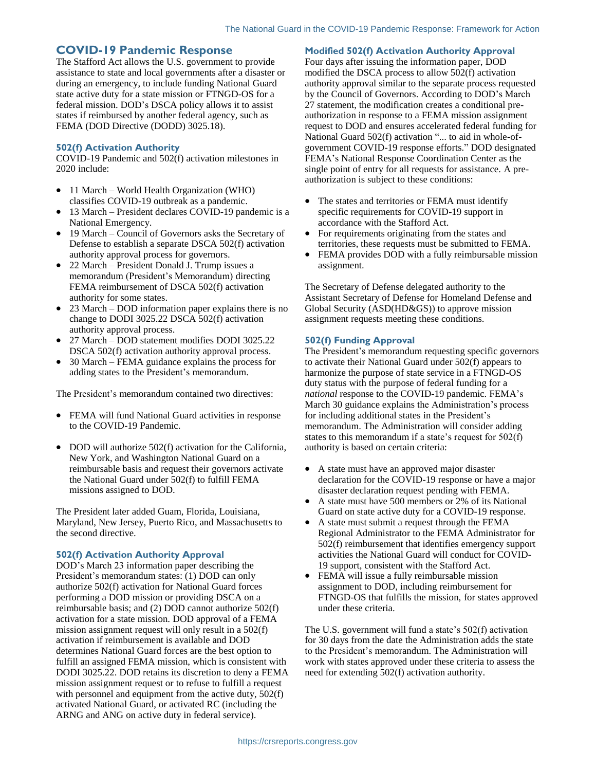## COVID-19 Pandemic Response

The Stafford Act allows the U.S. government to provide assistance to state and local governments after a disaster or during an emergency, to include funding National Guard state active duty for a state mission or FTNGD-OS for a federal mission. DOD's DSCA policy allows it to assist states if reimbursed by another federal agency, such as FEMA (DOD Directive (DODD) 3025.18).

### 502(f) Activation Authority

COVID-19 Pandemic and 502(f) activation milestones in 2020 include:

- 11 March – World Health Organization (WHO) classifies COVID-19 outbreak as a pandemic.
- 13 March – President declares COVID-19 pandemic is a National Emergency.
- 19 March – Council of Governors asks the Secretary of Defense to establish a separate DSCA 502(f) activation authority approval process for governors.
- 22 March – President Donald J. Trump issues a memorandum (President's Memorandum) directing FEMA reimbursement of DSCA 502(f) activation authority for some states.
- 23 March – DOD information paper explains there is no change to DODI 3025.22 DSCA 502(f) activation authority approval process.
- 27 March – DOD statement modifies DODI 3025.22 DSCA 502(f) activation authority approval process.
- 30 March – FEMA guidance explains the process for adding states to the President's memorandum.

The President's memorandum contained two directives:

- FEMA will fund National Guard activities in response to the COVID-19 Pandemic.
- DOD will authorize 502(f) activation for the California, New York, and Washington National Guard on a reimbursable basis and request their governors activate the National Guard under 502(f) to fulfill FEMA missions assigned to DOD.

The President later added Guam, Florida, Louisiana, Maryland, New Jersey, Puerto Rico, and Massachusetts to the second directive.

### 502(f) Activation Authority Approval

DOD's March 23 information paper describing the President's memorandum states: (1) DOD can only authorize 502(f) activation for National Guard forces performing a DOD mission or providing DSCA on a reimbursable basis; and (2) DOD cannot authorize 502(f) activation for a state mission. DOD approval of a FEMA mission assignment request will only result in a 502(f) activation if reimbursement is available and DOD determines National Guard forces are the best option to fulfill an assigned FEMA mission, which is consistent with DODI 3025.22. DOD retains its discretion to deny a FEMA mission assignment request or to refuse to fulfill a request with personnel and equipment from the active duty, 502(f) activated National Guard, or activated RC (including the ARNG and ANG on active duty in federal service).

### Modified 502(f) Activation Authority Approval

Four days after issuing the information paper, DOD modified the DSCA process to allow 502(f) activation authority approval similar to the separate process requested by the Council of Governors. According to DOD's March 27 statement, the modification creates a conditional pre-authorization in response to a FEMA mission assignment request to DOD and ensures accelerated federal funding for National Guard 502(f) activation "... to aid in whole-of-government COVID-19 response efforts." DOD designated FEMA's National Response Coordination Center as the single point of entry for all requests for assistance. A pre-authorization is subject to these conditions:

- The states and territories or FEMA must identify specific requirements for COVID-19 support in accordance with the Stafford Act.
- For requirements originating from the states and territories, these requests must be submitted to FEMA.
- FEMA provides DOD with a fully reimbursable mission assignment.

The Secretary of Defense delegated authority to the Assistant Secretary of Defense for Homeland Defense and Global Security (ASD(HD&GS)) to approve mission assignment requests meeting these conditions.

### 502(f) Funding Approval

The President's memorandum requesting specific governors to activate their National Guard under 502(f) appears to harmonize the purpose of state service in a FTNGD-OS duty status with the purpose of federal funding for a *national* response to the COVID-19 pandemic. FEMA's March 30 guidance explains the Administration's process for including additional states in the President's memorandum. The Administration will consider adding states to this memorandum if a state's request for 502(f) authority is based on certain criteria:

- A state must have an approved major disaster declaration for the COVID-19 response or have a major disaster declaration request pending with FEMA.
- A state must have 500 members or 2% of its National Guard on state active duty for a COVID-19 response.
- A state must submit a request through the FEMA Regional Administrator to the FEMA Administrator for 502(f) reimbursement that identifies emergency support activities the National Guard will conduct for COVID-19 support, consistent with the Stafford Act.
- FEMA will issue a fully reimbursable mission assignment to DOD, including reimbursement for FTNGD-OS that fulfills the mission, for states approved under these criteria.

The U.S. government will fund a state's 502(f) activation for 30 days from the date the Administration adds the state to the President's memorandum. The Administration will work with states approved under these criteria to assess the need for extending 502(f) activation authority.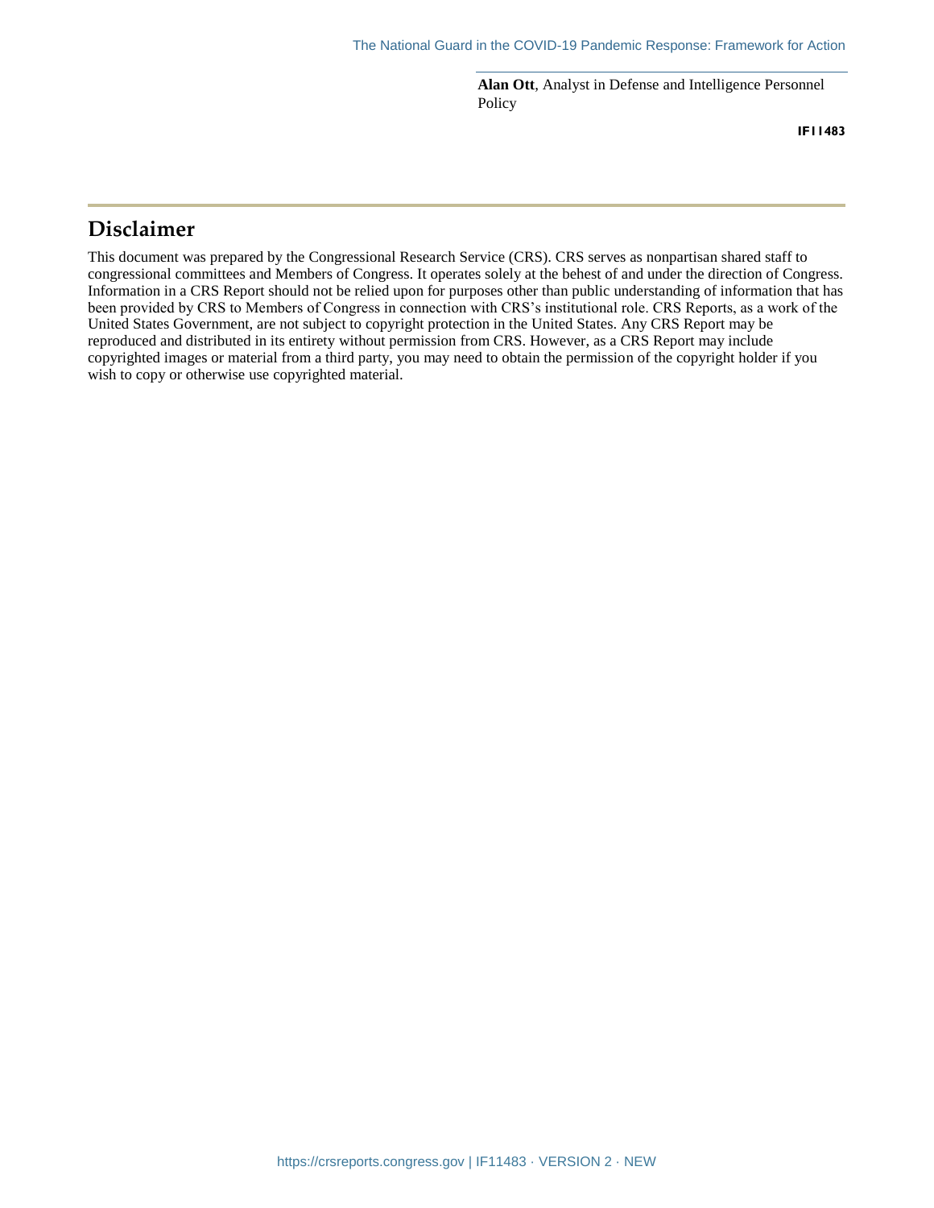**Alan Ott**, Analyst in Defense and Intelligence Personnel Policy

**IF11483**

## Disclaimer

This document was prepared by the Congressional Research Service (CRS). CRS serves as nonpartisan shared staff to congressional committees and Members of Congress. It operates solely at the behest of and under the direction of Congress. Information in a CRS Report should not be relied upon for purposes other than public understanding of information that has been provided by CRS to Members of Congress in connection with CRS's institutional role. CRS Reports, as a work of the United States Government, are not subject to copyright protection in the United States. Any CRS Report may be reproduced and distributed in its entirety without permission from CRS. However, as a CRS Report may include copyrighted images or material from a third party, you may need to obtain the permission of the copyright holder if you wish to copy or otherwise use copyrighted material.